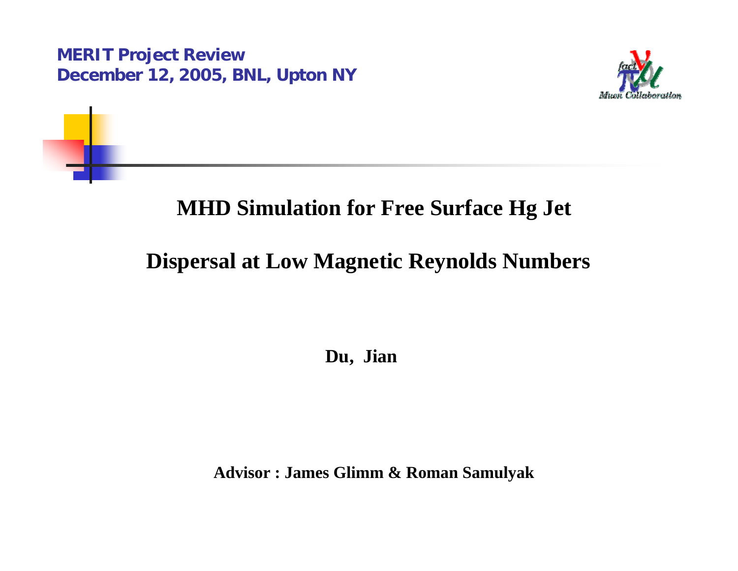**MERIT Project Review**
**December 12, 2005, BNL, Upton NY**

# MHD Simulation for Free Surface Hg Jet Dispersal at Low Magnetic Reynolds Numbers

**Du, Jian**

**Advisor : James Glimm & Roman Samulyak**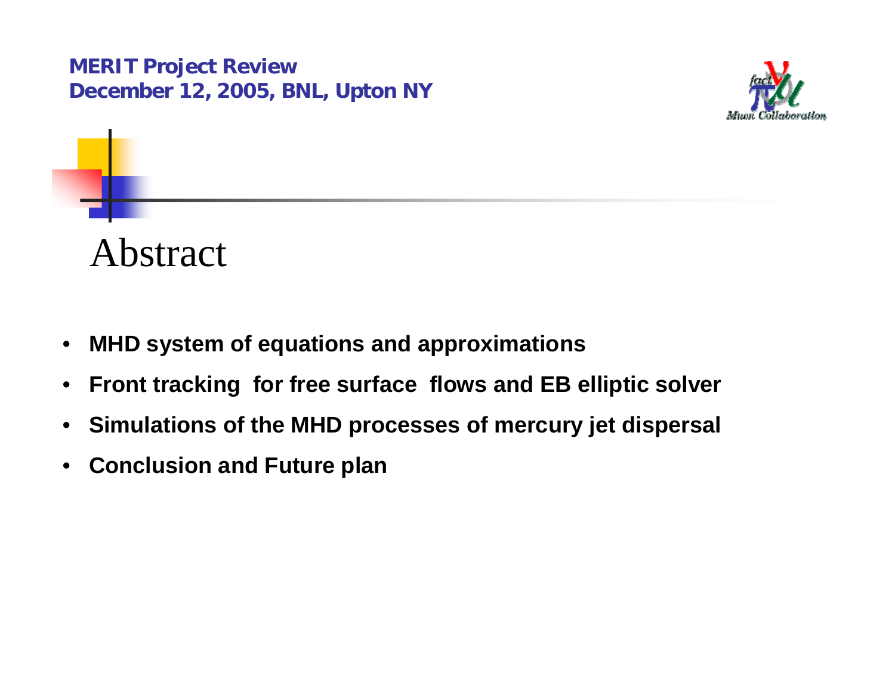# Abstract

- **MHD system of equations and approximations**
- **Front tracking for free surface flows and EB elliptic solver**
- **Simulations of the MHD processes of mercury jet dispersal**
- **Conclusion and Future plan**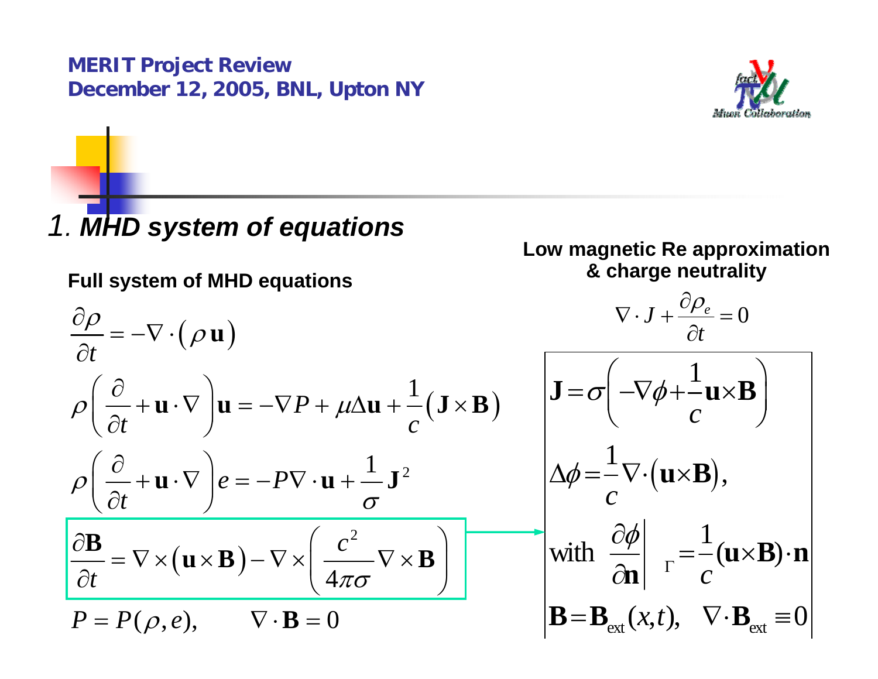# 1. MHD system of equations

**Full system of MHD equations**

$$\frac{\partial \rho}{\partial t} = -\nabla \cdot (\rho \mathbf{u})$$

$$\rho \left( \frac{\partial}{\partial t} + \mathbf{u} \cdot \nabla \right) \mathbf{u} = -\nabla P + \mu \Delta \mathbf{u} + \frac{1}{c} (\mathbf{J} \times \mathbf{B})$$

$$\rho \left( \frac{\partial}{\partial t} + \mathbf{u} \cdot \nabla \right) e = -P \nabla \cdot \mathbf{u} + \frac{1}{\sigma} \mathbf{J}^2$$

$$\frac{\partial \mathbf{B}}{\partial t} = \nabla \times (\mathbf{u} \times \mathbf{B}) - \nabla \times \left( \frac{c^2}{4\pi\sigma} \nabla \times \mathbf{B} \right)$$

$$P = P(\rho, e), \qquad \nabla \cdot \mathbf{B} = 0$$

**Low magnetic Re approximation & charge neutrality**

$$\nabla \cdot J + \frac{\partial \rho_e}{\partial t} = 0$$

$$\mathbf{J} = \sigma \left( -\nabla \phi + \frac{1}{c} \mathbf{u} \times \mathbf{B} \right)$$

$$\Delta \phi = \frac{1}{c} \nabla \cdot (\mathbf{u} \times \mathbf{B}),$$

$$\text{with} \quad \left. \frac{\partial \phi}{\partial \mathbf{n}} \right|_{\Gamma} = \frac{1}{c} (\mathbf{u} \times \mathbf{B}) \cdot \mathbf{n}$$

$$\mathbf{B} = \mathbf{B}_{\text{ext}}(x,t), \quad \nabla \cdot \mathbf{B}_{\text{ext}} \equiv 0$$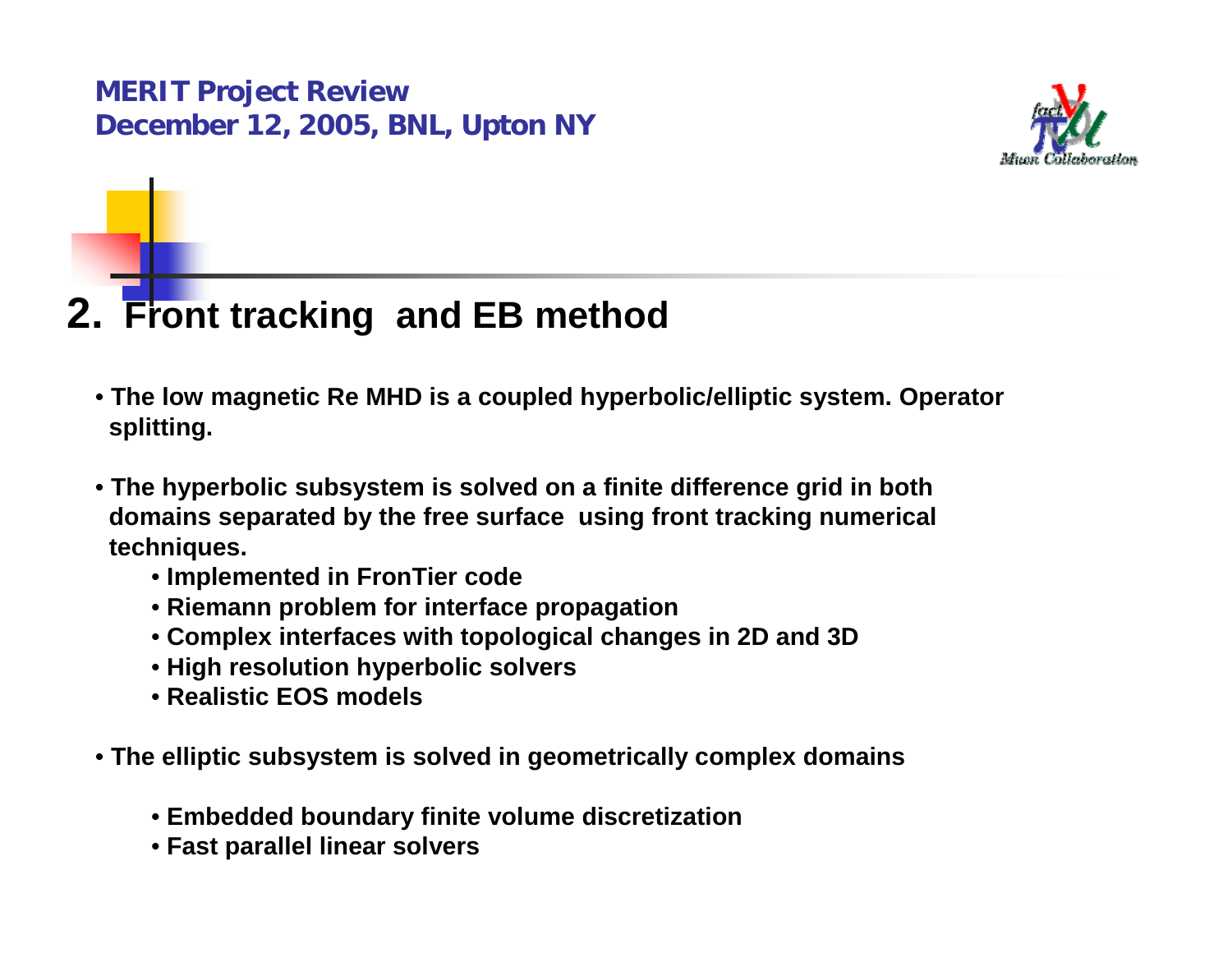## 2. Front tracking and EB method

- The low magnetic Re MHD is a coupled hyperbolic/elliptic system. Operator splitting.
- The hyperbolic subsystem is solved on a finite difference grid in both domains separated by the free surface using front tracking numerical techniques.
  - Implemented in FronTier code
  - Riemann problem for interface propagation
  - Complex interfaces with topological changes in 2D and 3D
  - High resolution hyperbolic solvers
  - Realistic EOS models
- The elliptic subsystem is solved in geometrically complex domains
  - Embedded boundary finite volume discretization
  - Fast parallel linear solvers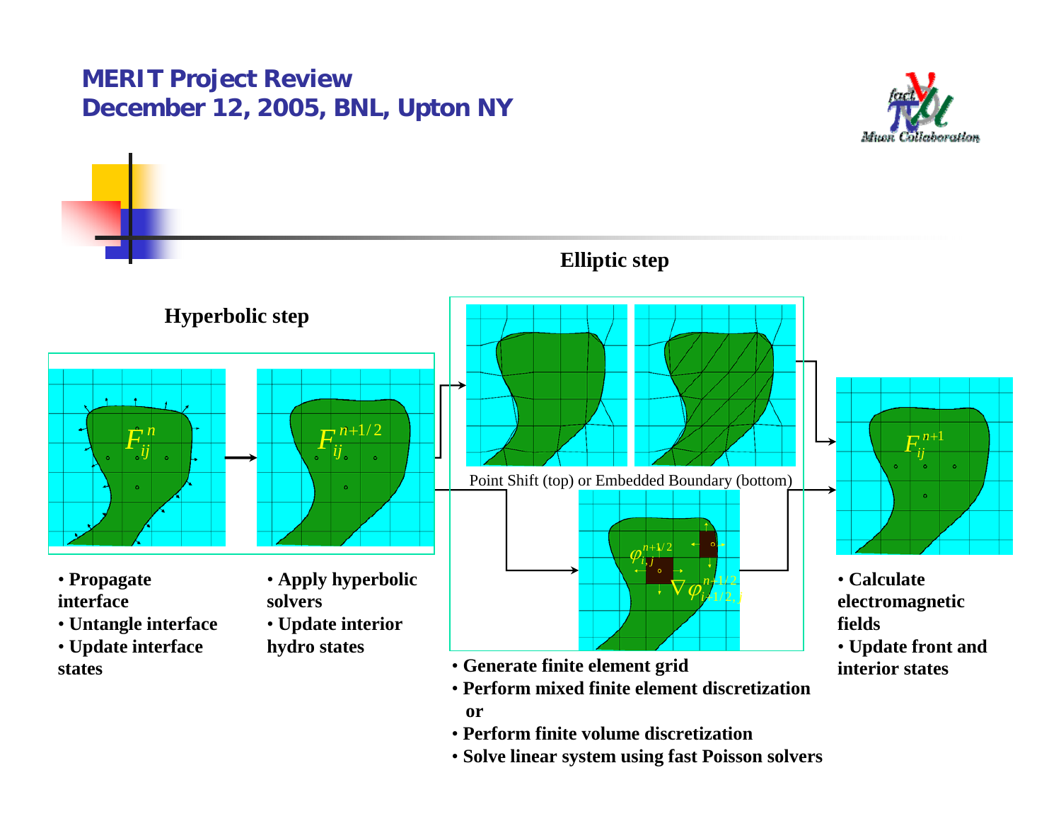**Hyperbolic step**

$F_{ij}^{n}$

$F_{ij}^{n+1/2}$

- **Propagate interface**
- **Untangle interface**
- **Update interface states**

- **Apply hyperbolic solvers**
- **Update interior hydro states**

**Elliptic step**

Point Shift (top) or Embedded Boundary (bottom)

$\varphi_{i,j}^{n+1/2}$

$\nabla \varphi_{i+1/2,j}^{n+1/2}$

- **Generate finite element grid**
- **Perform mixed finite element discretization**
  **or**
- **Perform finite volume discretization**
- **Solve linear system using fast Poisson solvers**

$F_{ij}^{n+1}$

- **Calculate electromagnetic fields**
- **Update front and interior states**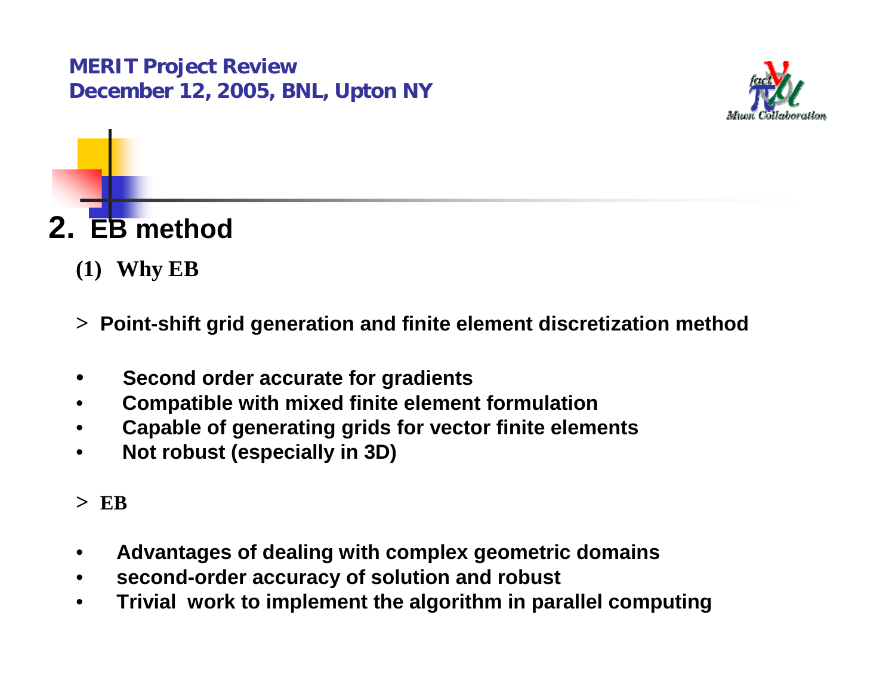## 2. EB method

### (1) Why EB

> **Point-shift grid generation and finite element discretization method**

- **Second order accurate for gradients**
- **Compatible with mixed finite element formulation**
- **Capable of generating grids for vector finite elements**
- **Not robust (especially in 3D)**

> **EB**

- **Advantages of dealing with complex geometric domains**
- **second-order accuracy of solution and robust**
- **Trivial work to implement the algorithm in parallel computing**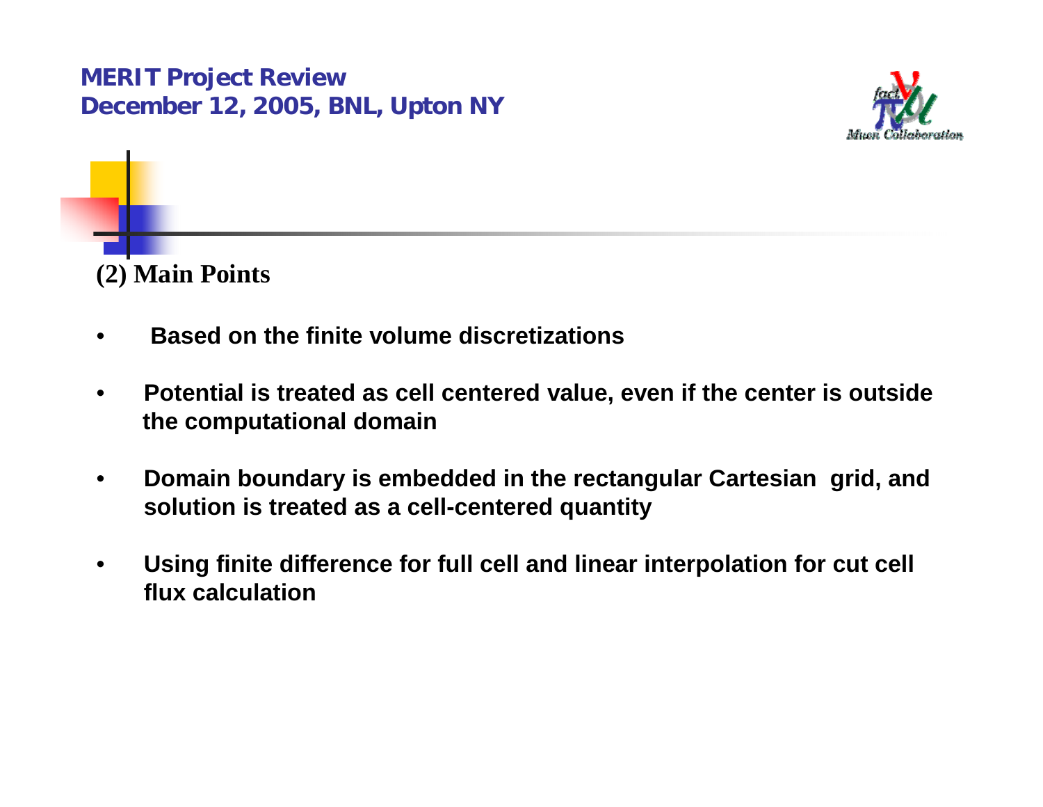## (2) Main Points

- Based on the finite volume discretizations
- Potential is treated as cell centered value, even if the center is outside the computational domain
- Domain boundary is embedded in the rectangular Cartesian grid, and solution is treated as a cell-centered quantity
- Using finite difference for full cell and linear interpolation for cut cell flux calculation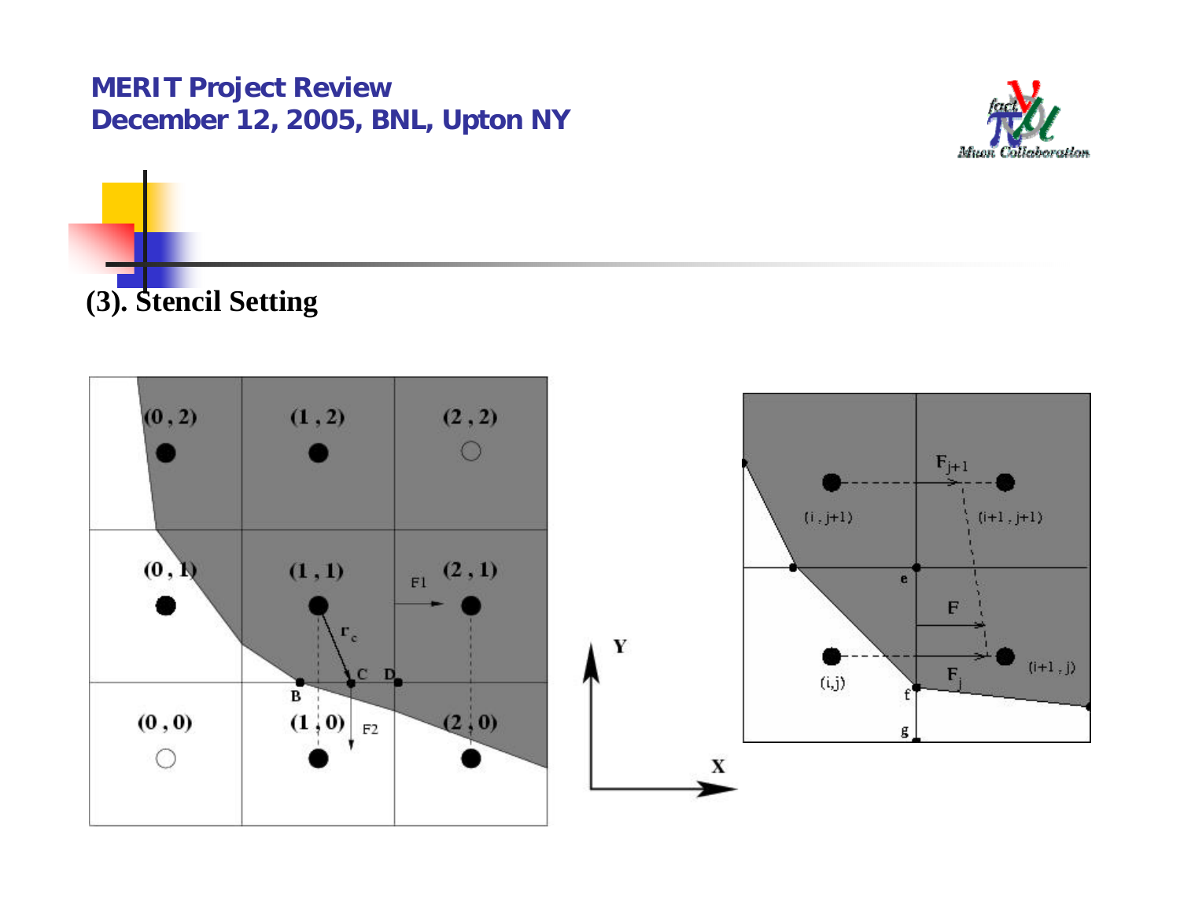## (3). Stencil Setting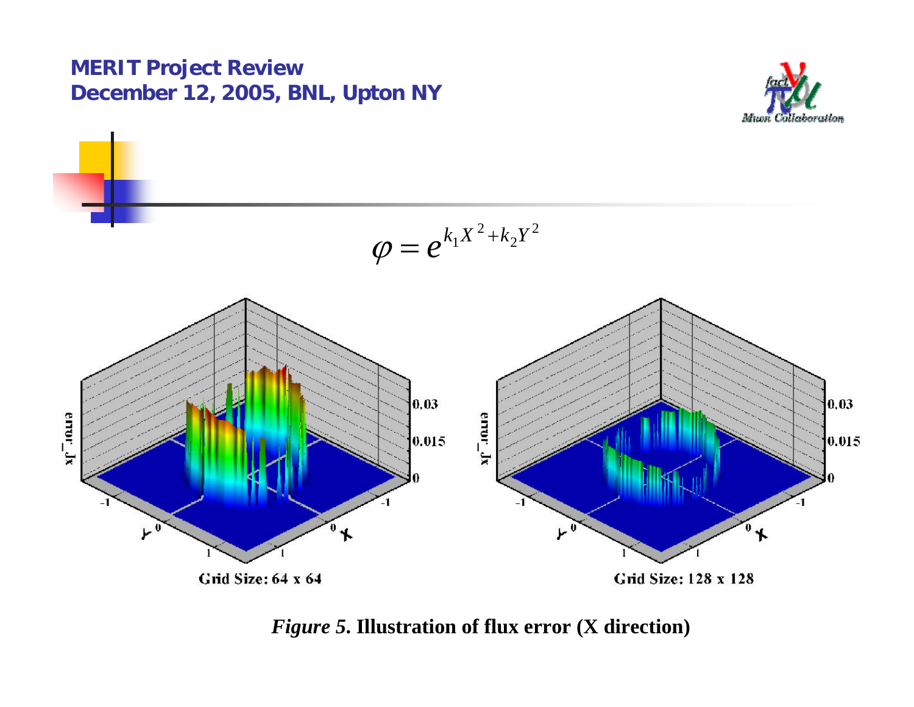$$\varphi = e^{k_1 X^2 + k_2 Y^2}$$

Grid Size: 64 x 64

Grid Size: 128 x 128

*Figure 5*. **Illustration of flux error (X direction)**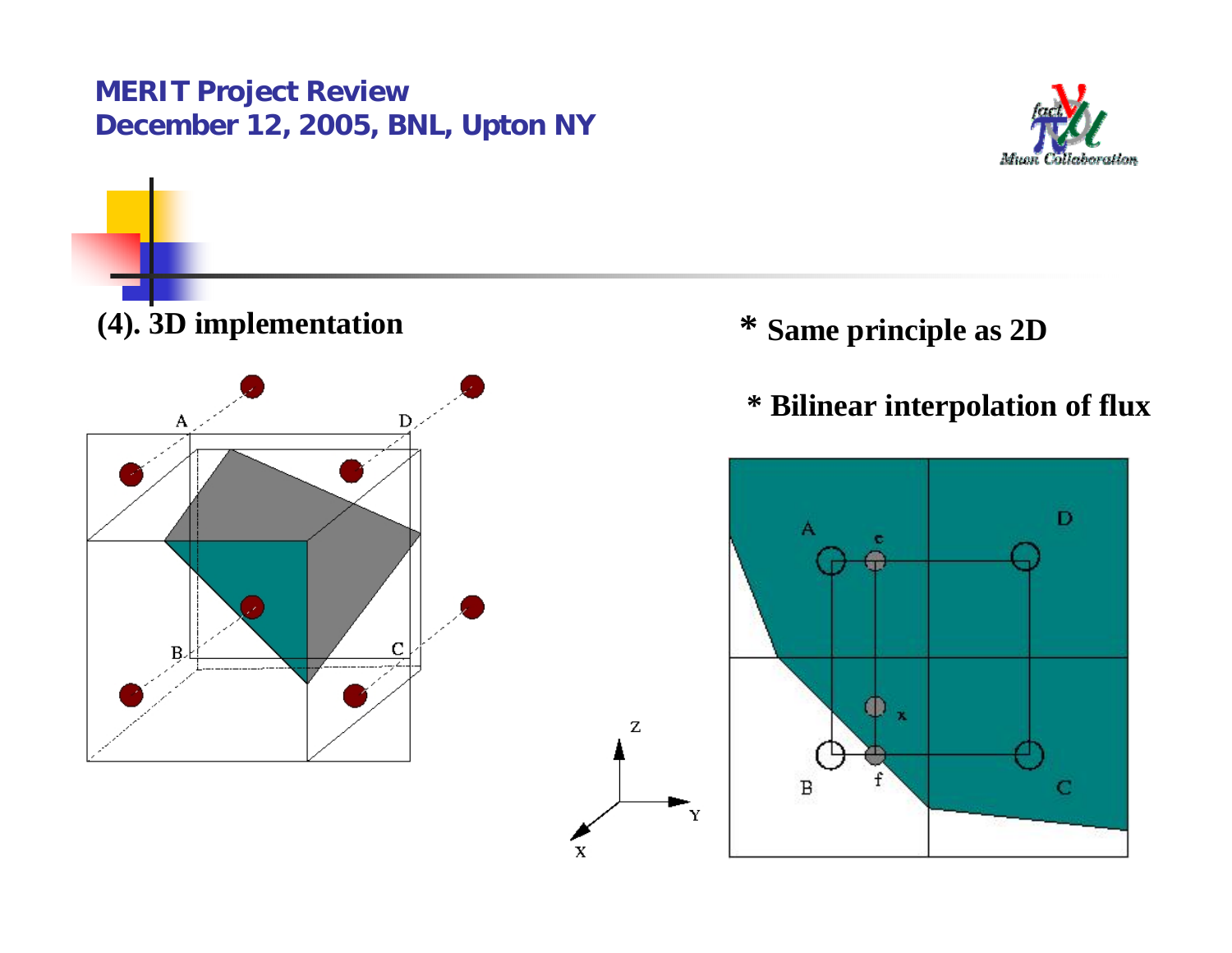## (4). 3D implementation

* Same principle as 2D

* Bilinear interpolation of flux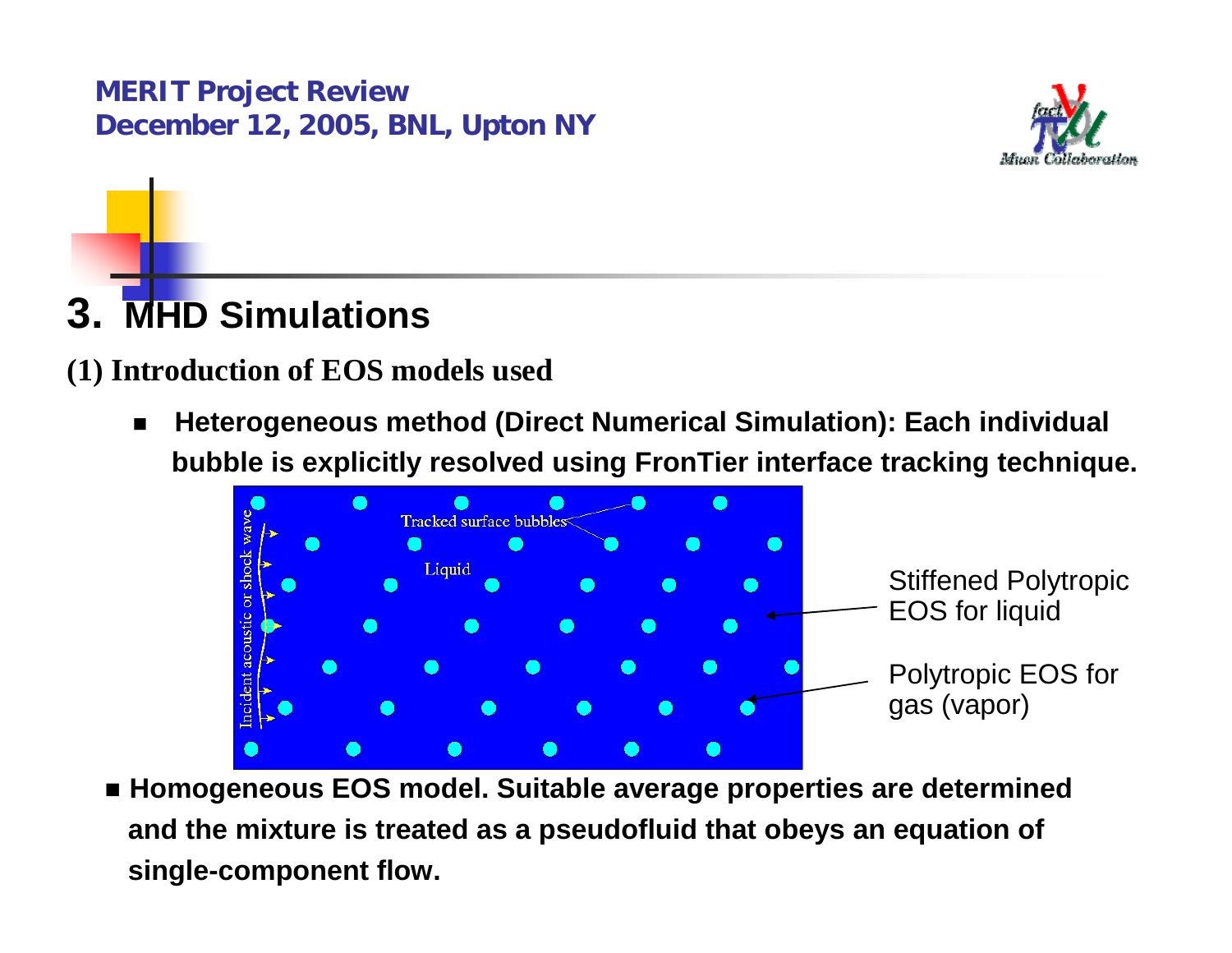# 3. MHD Simulations

## (1) Introduction of EOS models used

- **Heterogeneous method (Direct Numerical Simulation): Each individual bubble is explicitly resolved using FronTier interface tracking technique.**

Tracked surface bubbles

Liquid

Incident acoustic or shock wave

Stiffened Polytropic EOS for liquid

Polytropic EOS for gas (vapor)

- **Homogeneous EOS model. Suitable average properties are determined and the mixture is treated as a pseudofluid that obeys an equation of single-component flow.**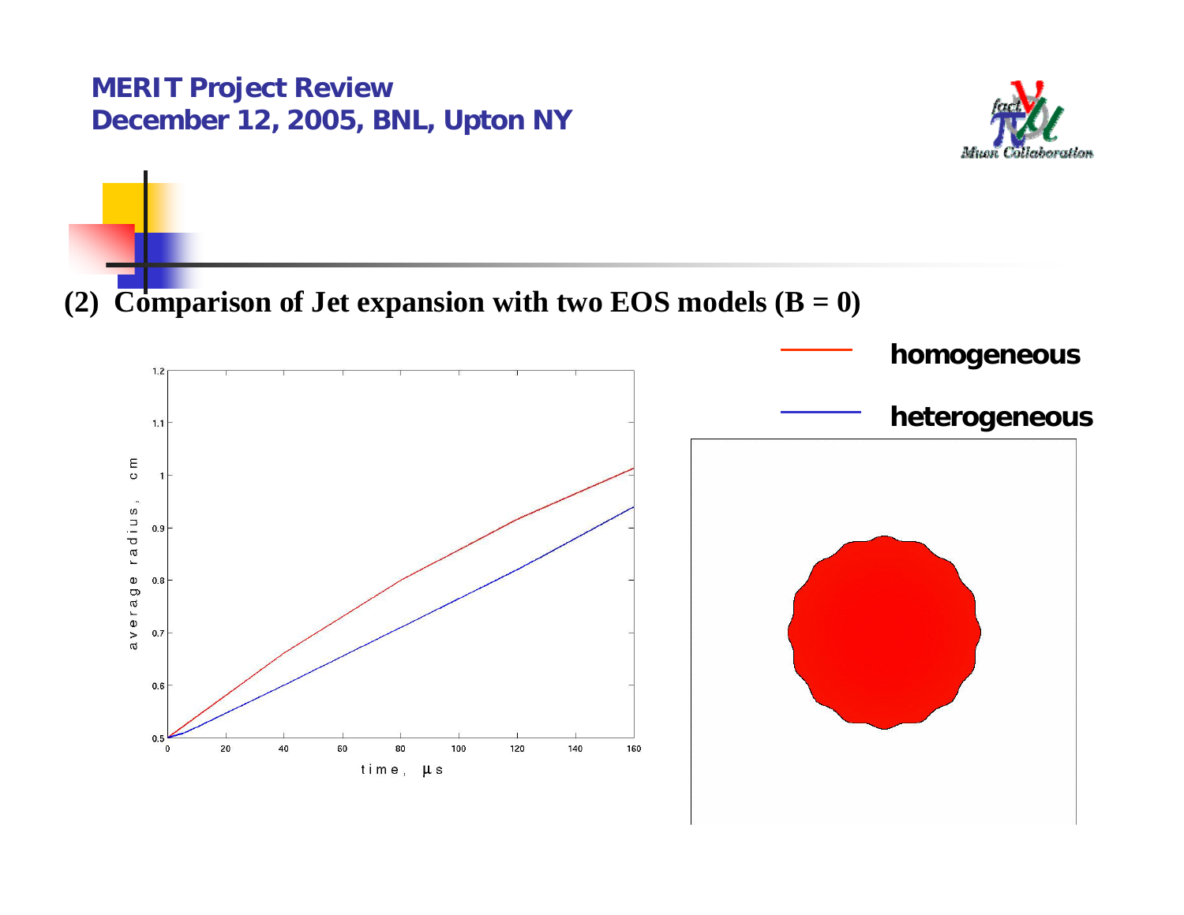# (2) Comparison of Jet expansion with two EOS models (B = 0)

homogeneous

heterogeneous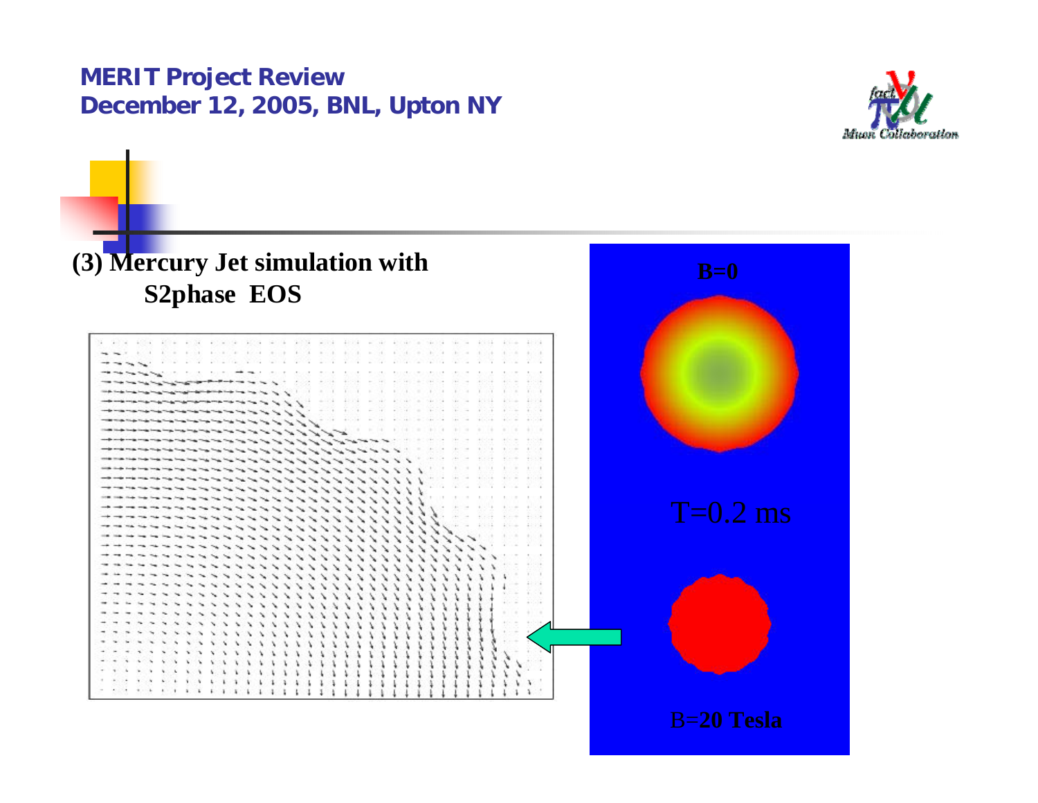## (3) Mercury Jet simulation with S2phase EOS

B=0

T=0.2 ms

B=20 Tesla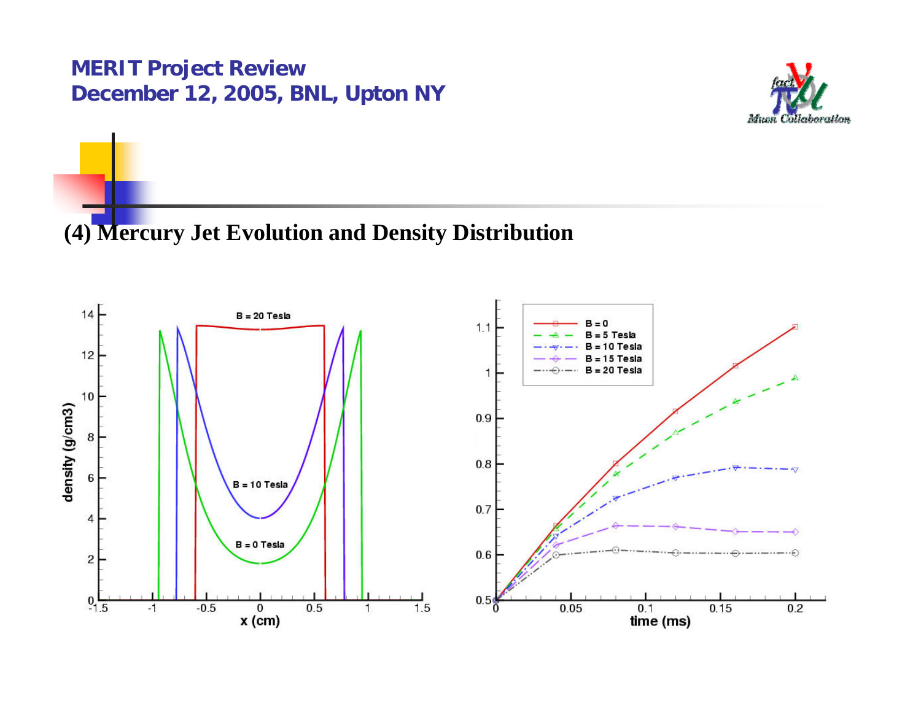# (4) Mercury Jet Evolution and Density Distribution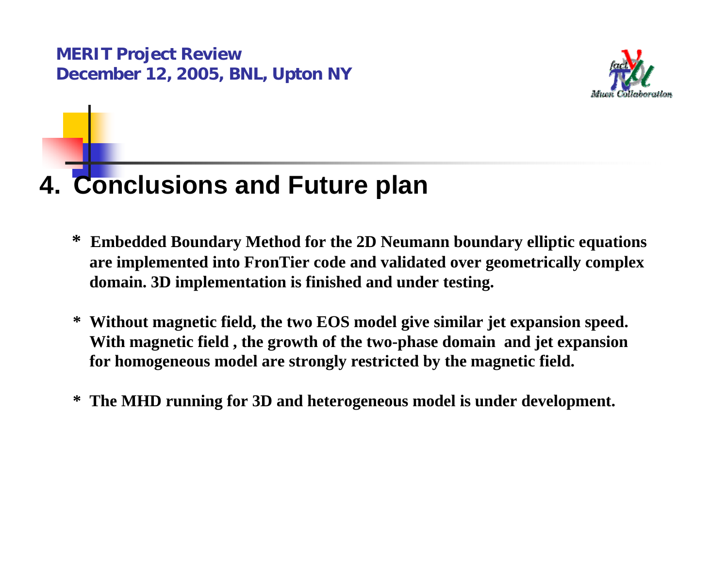# 4. Conclusions and Future plan

- **Embedded Boundary Method for the 2D Neumann boundary elliptic equations are implemented into FronTier code and validated over geometrically complex domain. 3D implementation is finished and under testing.**

- **Without magnetic field, the two EOS model give similar jet expansion speed. With magnetic field , the growth of the two-phase domain and jet expansion for homogeneous model are strongly restricted by the magnetic field.**

- **The MHD running for 3D and heterogeneous model is under development.**